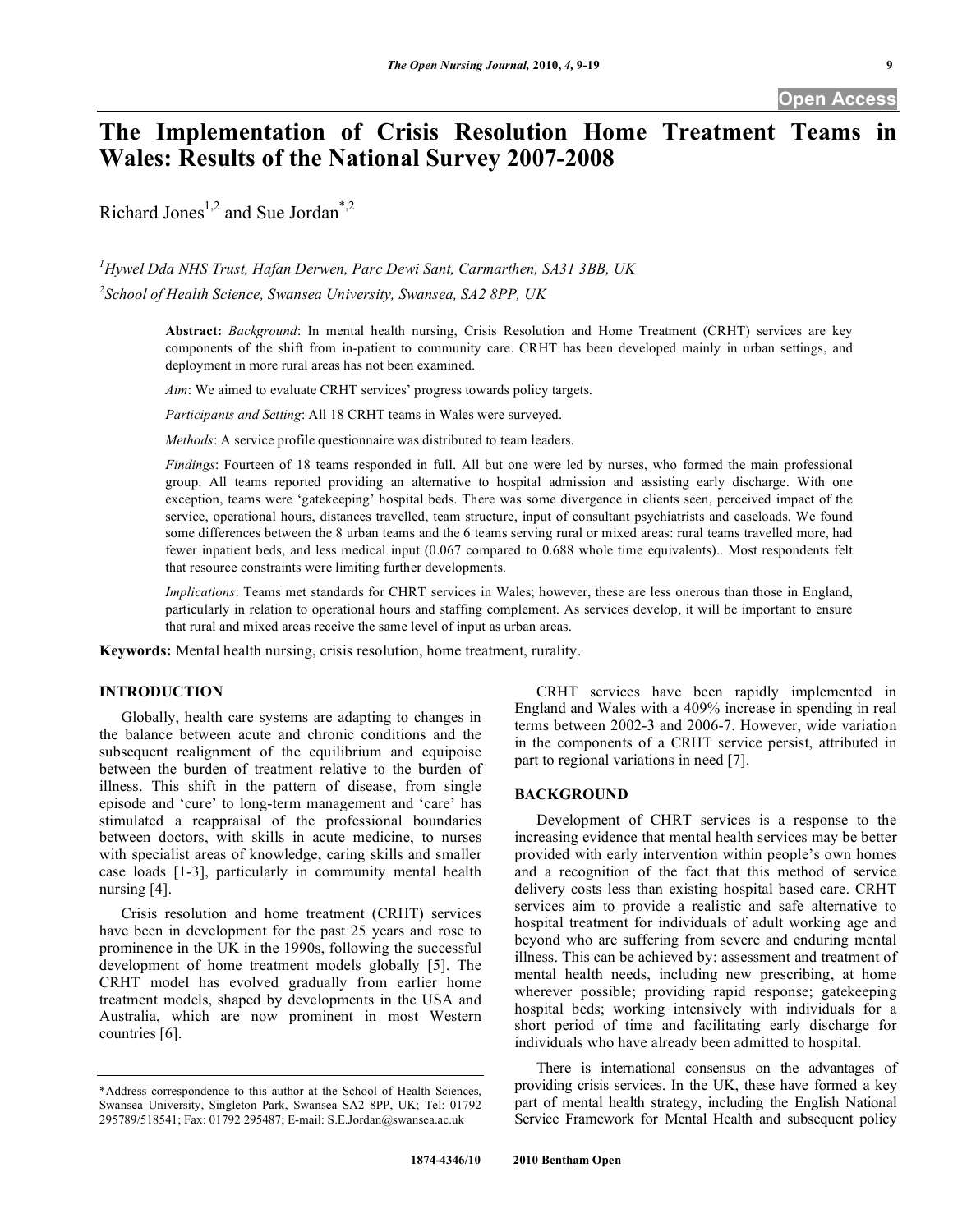Open Access

# The Implementation of Crisis Resolution Home Treatment Teams in Wales: Results of the National Survey 2007-2008

Richard Jones[1,2] and Sue Jordan[*,2]

[1]Hywel Dda NHS Trust, Hafan Derwen, Parc Dewi Sant, Carmarthen, SA31 3BB, UK

[2]School of Health Science, Swansea University, Swansea, SA2 8PP, UK

**Abstract:** *Background*: In mental health nursing, Crisis Resolution and Home Treatment (CRHT) services are key components of the shift from in-patient to community care. CRHT has been developed mainly in urban settings, and deployment in more rural areas has not been examined.

*Aim*: We aimed to evaluate CRHT services' progress towards policy targets.

*Participants and Setting*: All 18 CRHT teams in Wales were surveyed.

*Methods*: A service profile questionnaire was distributed to team leaders.

*Findings*: Fourteen of 18 teams responded in full. All but one were led by nurses, who formed the main professional group. All teams reported providing an alternative to hospital admission and assisting early discharge. With one exception, teams were 'gatekeeping' hospital beds. There was some divergence in clients seen, perceived impact of the service, operational hours, distances travelled, team structure, input of consultant psychiatrists and caseloads. We found some differences between the 8 urban teams and the 6 teams serving rural or mixed areas: rural teams travelled more, had fewer inpatient beds, and less medical input (0.067 compared to 0.688 whole time equivalents).. Most respondents felt that resource constraints were limiting further developments.

*Implications*: Teams met standards for CHRT services in Wales; however, these are less onerous than those in England, particularly in relation to operational hours and staffing complement. As services develop, it will be important to ensure that rural and mixed areas receive the same level of input as urban areas.

**Keywords:** Mental health nursing, crisis resolution, home treatment, rurality.

## INTRODUCTION

Globally, health care systems are adapting to changes in the balance between acute and chronic conditions and the subsequent realignment of the equilibrium and equipoise between the burden of treatment relative to the burden of illness. This shift in the pattern of disease, from single episode and 'cure' to long-term management and 'care' has stimulated a reappraisal of the professional boundaries between doctors, with skills in acute medicine, to nurses with specialist areas of knowledge, caring skills and smaller case loads [1-3], particularly in community mental health nursing [4].

Crisis resolution and home treatment (CRHT) services have been in development for the past 25 years and rose to prominence in the UK in the 1990s, following the successful development of home treatment models globally [5]. The CRHT model has evolved gradually from earlier home treatment models, shaped by developments in the USA and Australia, which are now prominent in most Western countries [6].

CRHT services have been rapidly implemented in England and Wales with a 409% increase in spending in real terms between 2002-3 and 2006-7. However, wide variation in the components of a CRHT service persist, attributed in part to regional variations in need [7].

## BACKGROUND

Development of CHRT services is a response to the increasing evidence that mental health services may be better provided with early intervention within people's own homes and a recognition of the fact that this method of service delivery costs less than existing hospital based care. CRHT services aim to provide a realistic and safe alternative to hospital treatment for individuals of adult working age and beyond who are suffering from severe and enduring mental illness. This can be achieved by: assessment and treatment of mental health needs, including new prescribing, at home wherever possible; providing rapid response; gatekeeping hospital beds; working intensively with individuals for a short period of time and facilitating early discharge for individuals who have already been admitted to hospital.

There is international consensus on the advantages of providing crisis services. In the UK, these have formed a key part of mental health strategy, including the English National Service Framework for Mental Health and subsequent policy

*Address correspondence to this author at the School of Health Sciences, Swansea University, Singleton Park, Swansea SA2 8PP, UK; Tel: 01792 295789/518541; Fax: 01792 295487; E-mail: S.E.Jordan@swansea.ac.uk

1874-4346/10 2010 Bentham Open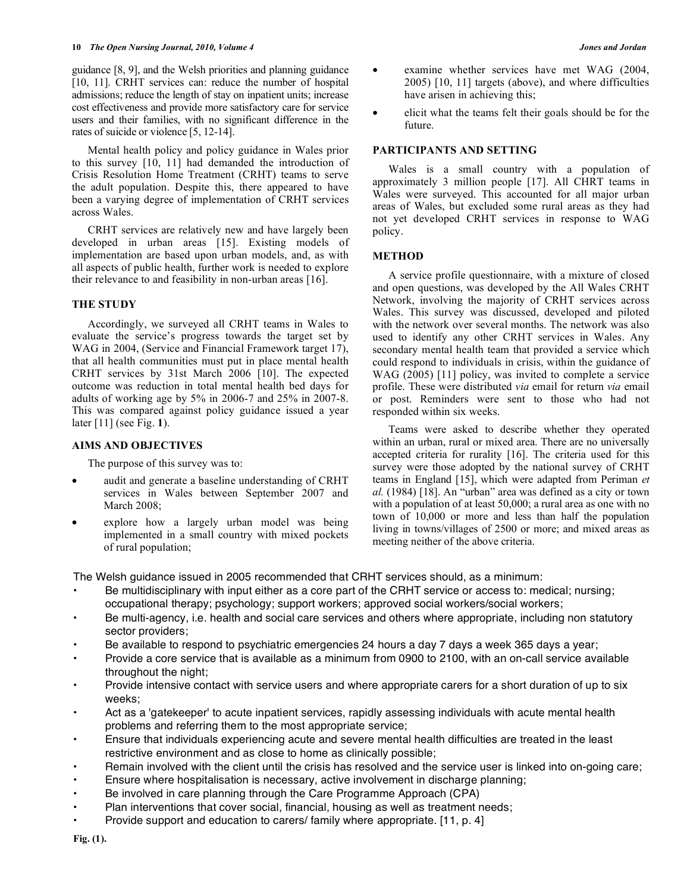guidance [8, 9], and the Welsh priorities and planning guidance [10, 11]. CRHT services can: reduce the number of hospital admissions; reduce the length of stay on inpatient units; increase cost effectiveness and provide more satisfactory care for service users and their families, with no significant difference in the rates of suicide or violence [5, 12-14].

Mental health policy and policy guidance in Wales prior to this survey [10, 11] had demanded the introduction of Crisis Resolution Home Treatment (CRHT) teams to serve the adult population. Despite this, there appeared to have been a varying degree of implementation of CRHT services across Wales.

CRHT services are relatively new and have largely been developed in urban areas [15]. Existing models of implementation are based upon urban models, and, as with all aspects of public health, further work is needed to explore their relevance to and feasibility in non-urban areas [16].

## THE STUDY

Accordingly, we surveyed all CRHT teams in Wales to evaluate the service's progress towards the target set by WAG in 2004, (Service and Financial Framework target 17), that all health communities must put in place mental health CRHT services by 31st March 2006 [10]. The expected outcome was reduction in total mental health bed days for adults of working age by 5% in 2006-7 and 25% in 2007-8. This was compared against policy guidance issued a year later [11] (see Fig. **1**).

## AIMS AND OBJECTIVES

The purpose of this survey was to:

- audit and generate a baseline understanding of CRHT services in Wales between September 2007 and March 2008;
- explore how a largely urban model was being implemented in a small country with mixed pockets of rural population;
- examine whether services have met WAG (2004, 2005) [10, 11] targets (above), and where difficulties have arisen in achieving this;
- elicit what the teams felt their goals should be for the future.

## PARTICIPANTS AND SETTING

Wales is a small country with a population of approximately 3 million people [17]. All CHRT teams in Wales were surveyed. This accounted for all major urban areas of Wales, but excluded some rural areas as they had not yet developed CRHT services in response to WAG policy.

## METHOD

A service profile questionnaire, with a mixture of closed and open questions, was developed by the All Wales CRHT Network, involving the majority of CRHT services across Wales. This survey was discussed, developed and piloted with the network over several months. The network was also used to identify any other CRHT services in Wales. Any secondary mental health team that provided a service which could respond to individuals in crisis, within the guidance of WAG (2005) [11] policy, was invited to complete a service profile. These were distributed *via* email for return *via* email or post. Reminders were sent to those who had not responded within six weeks.

Teams were asked to describe whether they operated within an urban, rural or mixed area. There are no universally accepted criteria for rurality [16]. The criteria used for this survey were those adopted by the national survey of CRHT teams in England [15], which were adapted from Periman *et al.* (1984) [18]. An "urban" area was defined as a city or town with a population of at least 50,000; a rural area as one with no town of 10,000 or more and less than half the population living in towns/villages of 2500 or more; and mixed areas as meeting neither of the above criteria.

The Welsh guidance issued in 2005 recommended that CRHT services should, as a minimum:

- Be multidisciplinary with input either as a core part of the CRHT service or access to: medical; nursing; occupational therapy; psychology; support workers; approved social workers/social workers;
- Be multi-agency, i.e. health and social care services and others where appropriate, including non statutory sector providers;
- Be available to respond to psychiatric emergencies 24 hours a day 7 days a week 365 days a year;
- Provide a core service that is available as a minimum from 0900 to 2100, with an on-call service available throughout the night;
- Provide intensive contact with service users and where appropriate carers for a short duration of up to six weeks;
- Act as a 'gatekeeper' to acute inpatient services, rapidly assessing individuals with acute mental health problems and referring them to the most appropriate service;
- Ensure that individuals experiencing acute and severe mental health difficulties are treated in the least restrictive environment and as close to home as clinically possible;
- Remain involved with the client until the crisis has resolved and the service user is linked into on-going care;
- Ensure where hospitalisation is necessary, active involvement in discharge planning;
- Be involved in care planning through the Care Programme Approach (CPA)
- Plan interventions that cover social, financial, housing as well as treatment needs;
- Provide support and education to carers/ family where appropriate. [11, p. 4]

**Fig. (1).**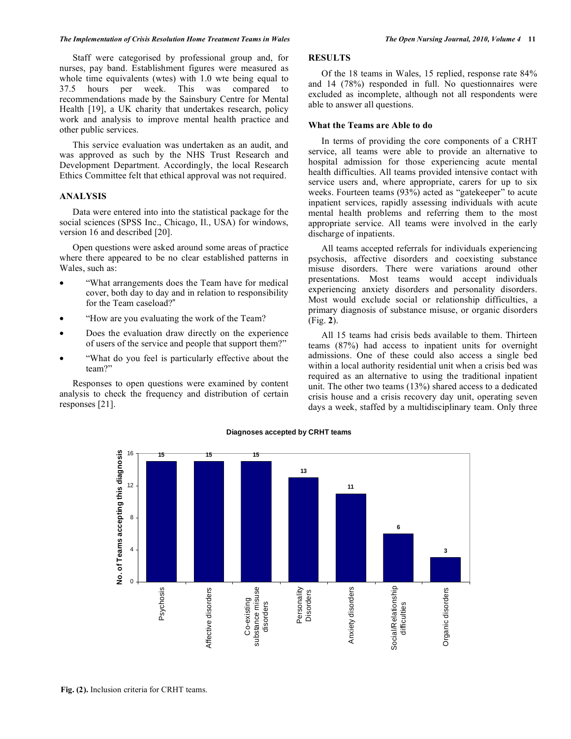Staff were categorised by professional group and, for nurses, pay band. Establishment figures were measured as whole time equivalents (wtes) with 1.0 wte being equal to 37.5 hours per week. This was compared to recommendations made by the Sainsbury Centre for Mental Health [19], a UK charity that undertakes research, policy work and analysis to improve mental health practice and other public services.

This service evaluation was undertaken as an audit, and was approved as such by the NHS Trust Research and Development Department. Accordingly, the local Research Ethics Committee felt that ethical approval was not required.

## ANALYSIS

Data were entered into into the statistical package for the social sciences (SPSS Inc., Chicago, Il., USA) for windows, version 16 and described [20].

Open questions were asked around some areas of practice where there appeared to be no clear established patterns in Wales, such as:

- "What arrangements does the Team have for medical cover, both day to day and in relation to responsibility for the Team caseload?"
- "How are you evaluating the work of the Team?
- Does the evaluation draw directly on the experience of users of the service and people that support them?"
- "What do you feel is particularly effective about the team?"

Responses to open questions were examined by content analysis to check the frequency and distribution of certain responses [21].

## RESULTS

Of the 18 teams in Wales, 15 replied, response rate 84% and 14 (78%) responded in full. No questionnaires were excluded as incomplete, although not all respondents were able to answer all questions.

### What the Teams are Able to do

In terms of providing the core components of a CRHT service, all teams were able to provide an alternative to hospital admission for those experiencing acute mental health difficulties. All teams provided intensive contact with service users and, where appropriate, carers for up to six weeks. Fourteen teams (93%) acted as "gatekeeper" to acute inpatient services, rapidly assessing individuals with acute mental health problems and referring them to the most appropriate service. All teams were involved in the early discharge of inpatients.

All teams accepted referrals for individuals experiencing psychosis, affective disorders and coexisting substance misuse disorders. There were variations around other presentations. Most teams would accept individuals experiencing anxiety disorders and personality disorders. Most would exclude social or relationship difficulties, a primary diagnosis of substance misuse, or organic disorders (Fig. **2**).

All 15 teams had crisis beds available to them. Thirteen teams (87%) had access to inpatient units for overnight admissions. One of these could also access a single bed within a local authority residential unit when a crisis bed was required as an alternative to using the traditional inpatient unit. The other two teams (13%) shared access to a dedicated crisis house and a crisis recovery day unit, operating seven days a week, staffed by a multidisciplinary team. Only three

**Diagnoses accepted by CRHT teams**

| Diagnosis | No. of Teams accepting this diagnosis |
|---|---|
| Psychosis | 15 |
| Affective disorders | 15 |
| Co-existing substance misuse disorders | 15 |
| Personality Disorders | 13 |
| Anxiety disorders | 11 |
| Social/Relationship difficulties | 6 |
| Organic disorders | 3 |

**Fig. (2).** Inclusion criteria for CRHT teams.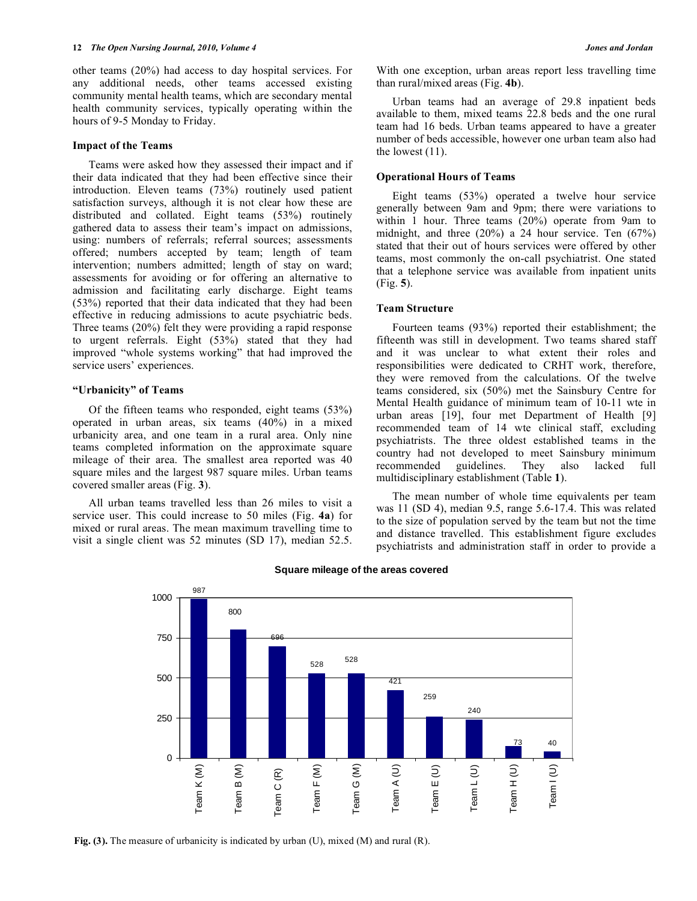other teams (20%) had access to day hospital services. For any additional needs, other teams accessed existing community mental health teams, which are secondary mental health community services, typically operating within the hours of 9-5 Monday to Friday.

### Impact of the Teams

Teams were asked how they assessed their impact and if their data indicated that they had been effective since their introduction. Eleven teams (73%) routinely used patient satisfaction surveys, although it is not clear how these are distributed and collated. Eight teams (53%) routinely gathered data to assess their team's impact on admissions, using: numbers of referrals; referral sources; assessments offered; numbers accepted by team; length of team intervention; numbers admitted; length of stay on ward; assessments for avoiding or for offering an alternative to admission and facilitating early discharge. Eight teams (53%) reported that their data indicated that they had been effective in reducing admissions to acute psychiatric beds. Three teams (20%) felt they were providing a rapid response to urgent referrals. Eight (53%) stated that they had improved "whole systems working" that had improved the service users' experiences.

### "Urbanicity" of Teams

Of the fifteen teams who responded, eight teams (53%) operated in urban areas, six teams (40%) in a mixed urbanicity area, and one team in a rural area. Only nine teams completed information on the approximate square mileage of their area. The smallest area reported was 40 square miles and the largest 987 square miles. Urban teams covered smaller areas (Fig. **3**).

All urban teams travelled less than 26 miles to visit a service user. This could increase to 50 miles (Fig. **4a**) for mixed or rural areas. The mean maximum travelling time to visit a single client was 52 minutes (SD 17), median 52.5. With one exception, urban areas report less travelling time than rural/mixed areas (Fig. **4b**).

Urban teams had an average of 29.8 inpatient beds available to them, mixed teams 22.8 beds and the one rural team had 16 beds. Urban teams appeared to have a greater number of beds accessible, however one urban team also had the lowest (11).

### Operational Hours of Teams

Eight teams (53%) operated a twelve hour service generally between 9am and 9pm; there were variations to within 1 hour. Three teams (20%) operate from 9am to midnight, and three (20%) a 24 hour service. Ten (67%) stated that their out of hours services were offered by other teams, most commonly the on-call psychiatrist. One stated that a telephone service was available from inpatient units (Fig. **5**).

### Team Structure

Fourteen teams (93%) reported their establishment; the fifteenth was still in development. Two teams shared staff and it was unclear to what extent their roles and responsibilities were dedicated to CRHT work, therefore, they were removed from the calculations. Of the twelve teams considered, six (50%) met the Sainsbury Centre for Mental Health guidance of minimum team of 10-11 wte in urban areas [19], four met Department of Health [9] recommended team of 14 wte clinical staff, excluding psychiatrists. The three oldest established teams in the country had not developed to meet Sainsbury minimum recommended guidelines. They also lacked full multidisciplinary establishment (Table **1**).

The mean number of whole time equivalents per team was 11 (SD 4), median 9.5, range 5.6-17.4. This was related to the size of population served by the team but not the time and distance travelled. This establishment figure excludes psychiatrists and administration staff in order to provide a

**Square mileage of the areas covered**

| Team | Square miles |
|---|---|
| Team K (M) | 987 |
| Team B (M) | 800 |
| Team C (R) | 696 |
| Team F (M) | 528 |
| Team G (M) | 528 |
| Team A (U) | 421 |
| Team E (U) | 259 |
| Team L (U) | 240 |
| Team H (U) | 73 |
| Team I (U) | 40 |

**Fig. (3).** The measure of urbanicity is indicated by urban (U), mixed (M) and rural (R).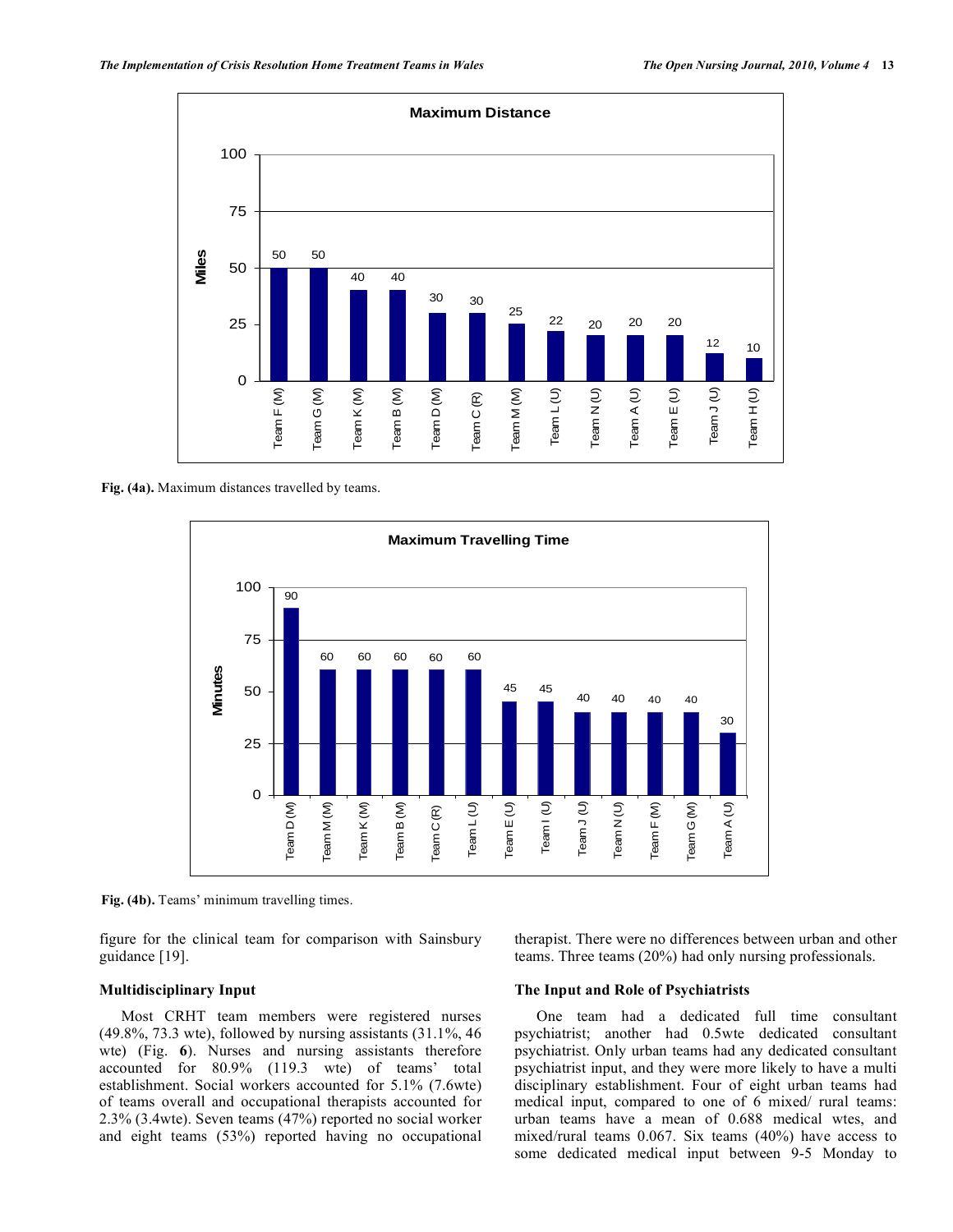Fig. (4a). Maximum distances travelled by teams.

Fig. (4b). Teams' minimum travelling times.

figure for the clinical team for comparison with Sainsbury guidance [19].

### Multidisciplinary Input

Most CRHT team members were registered nurses (49.8%, 73.3 wte), followed by nursing assistants (31.1%, 46 wte) (Fig. **6**). Nurses and nursing assistants therefore accounted for 80.9% (119.3 wte) of teams' total establishment. Social workers accounted for 5.1% (7.6wte) of teams overall and occupational therapists accounted for 2.3% (3.4wte). Seven teams (47%) reported no social worker and eight teams (53%) reported having no occupational therapist. There were no differences between urban and other teams. Three teams (20%) had only nursing professionals.

### The Input and Role of Psychiatrists

One team had a dedicated full time consultant psychiatrist; another had 0.5wte dedicated consultant psychiatrist. Only urban teams had any dedicated consultant psychiatrist input, and they were more likely to have a multi disciplinary establishment. Four of eight urban teams had medical input, compared to one of 6 mixed/ rural teams: urban teams have a mean of 0.688 medical wtes, and mixed/rural teams 0.067. Six teams (40%) have access to some dedicated medical input between 9-5 Monday to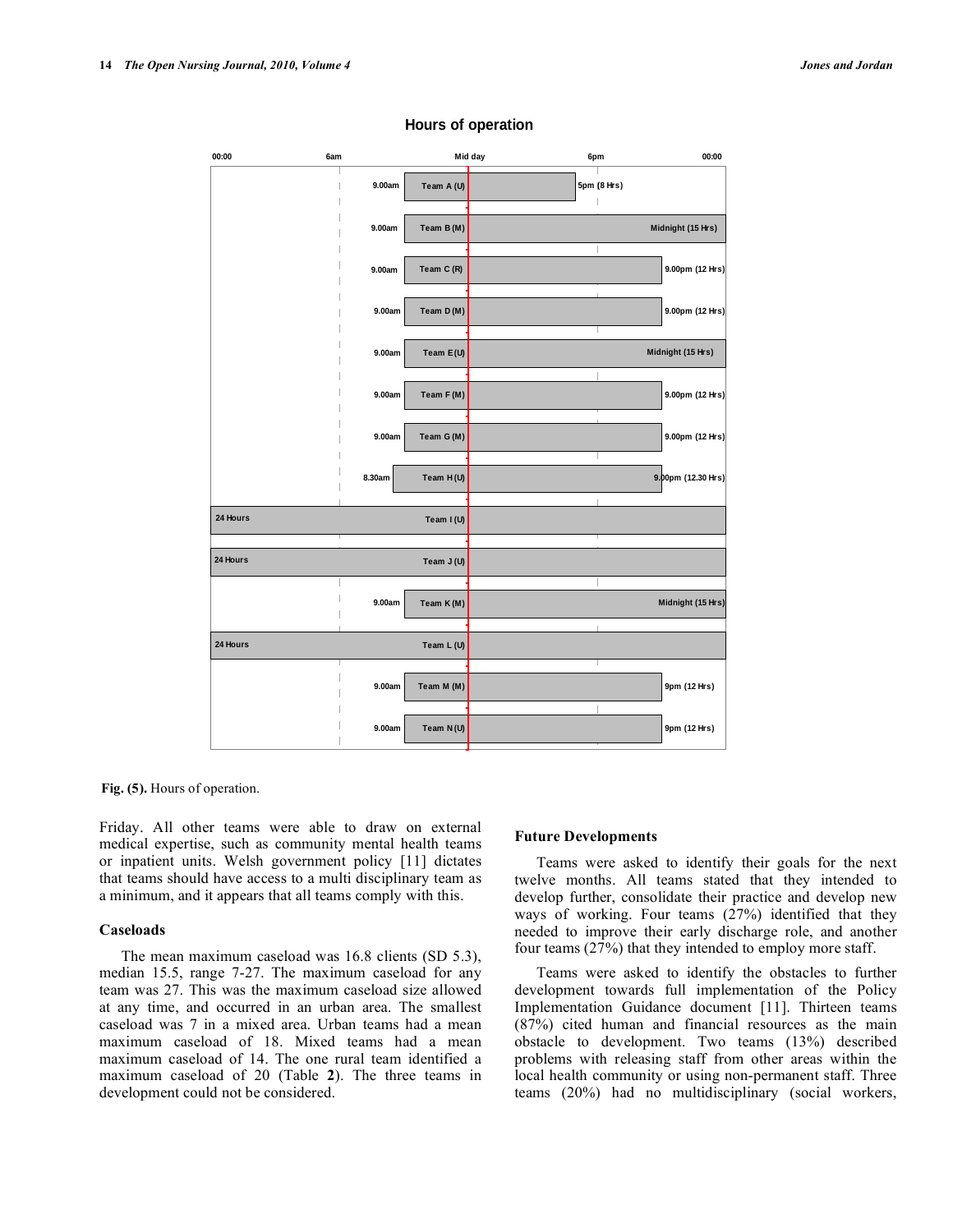**Fig. (5).** Hours of operation.

Friday. All other teams were able to draw on external medical expertise, such as community mental health teams or inpatient units. Welsh government policy [11] dictates that teams should have access to a multi disciplinary team as a minimum, and it appears that all teams comply with this.

### Caseloads

The mean maximum caseload was 16.8 clients (SD 5.3), median 15.5, range 7-27. The maximum caseload for any team was 27. This was the maximum caseload size allowed at any time, and occurred in an urban area. The smallest caseload was 7 in a mixed area. Urban teams had a mean maximum caseload of 18. Mixed teams had a mean maximum caseload of 14. The one rural team identified a maximum caseload of 20 (Table **2**). The three teams in development could not be considered.

### Future Developments

Teams were asked to identify their goals for the next twelve months. All teams stated that they intended to develop further, consolidate their practice and develop new ways of working. Four teams (27%) identified that they needed to improve their early discharge role, and another four teams (27%) that they intended to employ more staff.

Teams were asked to identify the obstacles to further development towards full implementation of the Policy Implementation Guidance document [11]. Thirteen teams (87%) cited human and financial resources as the main obstacle to development. Two teams (13%) described problems with releasing staff from other areas within the local health community or using non-permanent staff. Three teams (20%) had no multidisciplinary (social workers,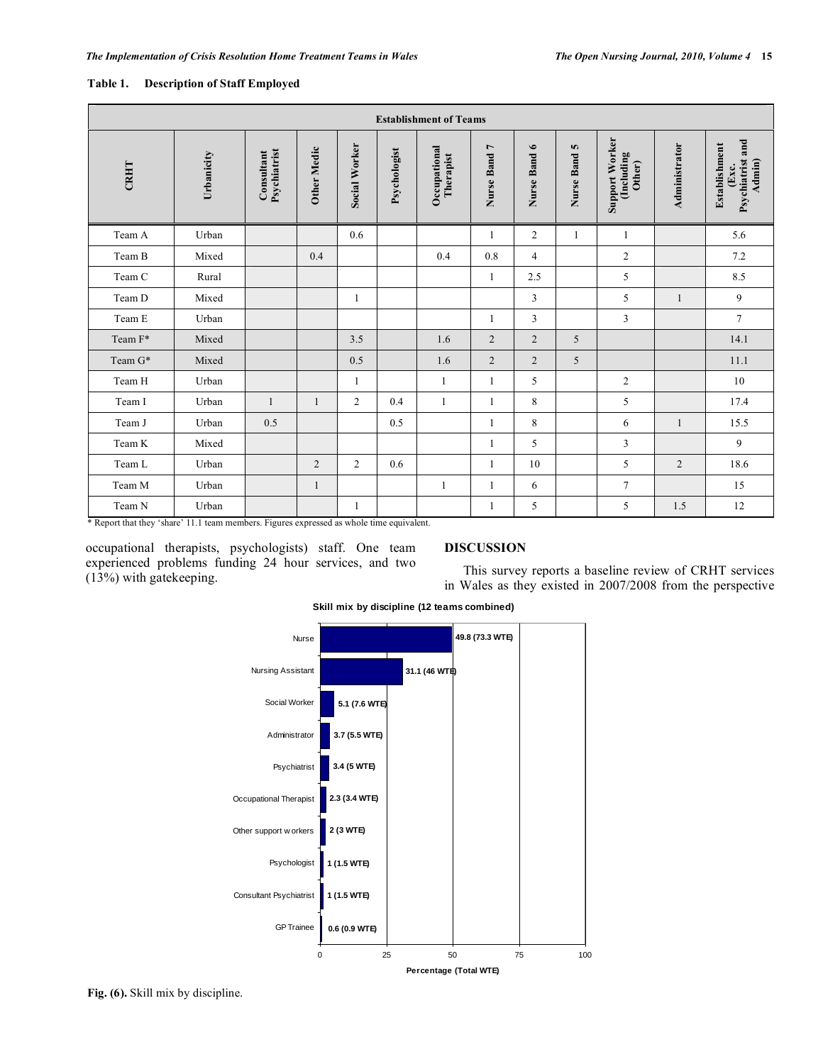**Table 1. Description of Staff Employed**

| Establishment of Teams | | | | | | | | | | | | |
|---|---|---|---|---|---|---|---|---|---|---|---|---|
| CRHT | Urbanicity | Consultant Psychiatrist | Other Medic | Social Worker | Psychologist | Occupational Therapist | Nurse Band 7 | Nurse Band 6 | Nurse Band 5 | Support Worker (Including Other) | Administrator | Establishment (Exc. Psychiatrist and Admin) |
| Team A | Urban | | | 0.6 | | | 1 | 2 | 1 | 1 | | 5.6 |
| Team B | Mixed | | 0.4 | | | 0.4 | 0.8 | 4 | | 2 | | 7.2 |
| Team C | Rural | | | | | | 1 | 2.5 | | 5 | | 8.5 |
| Team D | Mixed | | | 1 | | | | 3 | | 5 | 1 | 9 |
| Team E | Urban | | | | | | 1 | 3 | | 3 | | 7 |
| Team F* | Mixed | | | 3.5 | | 1.6 | 2 | 2 | 5 | | | 14.1 |
| Team G* | Mixed | | | 0.5 | | 1.6 | 2 | 2 | 5 | | | 11.1 |
| Team H | Urban | | | 1 | | 1 | 1 | 5 | | 2 | | 10 |
| Team I | Urban | 1 | 1 | 2 | 0.4 | 1 | 1 | 8 | | 5 | | 17.4 |
| Team J | Urban | 0.5 | | | 0.5 | | 1 | 8 | | 6 | 1 | 15.5 |
| Team K | Mixed | | | | | | 1 | 5 | | 3 | | 9 |
| Team L | Urban | | 2 | 2 | 0.6 | | 1 | 10 | | 5 | 2 | 18.6 |
| Team M | Urban | | 1 | | | 1 | 1 | 6 | | 7 | | 15 |
| Team N | Urban | | | 1 | | | 1 | 5 | | 5 | 1.5 | 12 |

\* Report that they 'share' 11.1 team members. Figures expressed as whole time equivalent.

occupational therapists, psychologists) staff. One team experienced problems funding 24 hour services, and two (13%) with gatekeeping.

## DISCUSSION

This survey reports a baseline review of CRHT services in Wales as they existed in 2007/2008 from the perspective

**Skill mix by discipline (12 teams combined)**

| Discipline | Percentage (Total WTE) |
|---|---|
| Nurse | 49.8 (73.3 WTE) |
| Nursing Assistant | 31.1 (46 WTE) |
| Social Worker | 5.1 (7.6 WTE) |
| Administrator | 3.7 (5.5 WTE) |
| Psychiatrist | 3.4 (5 WTE) |
| Occupational Therapist | 2.3 (3.4 WTE) |
| Other support workers | 2 (3 WTE) |
| Psychologist | 1 (1.5 WTE) |
| Consultant Psychiatrist | 1 (1.5 WTE) |
| GP Trainee | 0.6 (0.9 WTE) |

**Fig. (6).** Skill mix by discipline.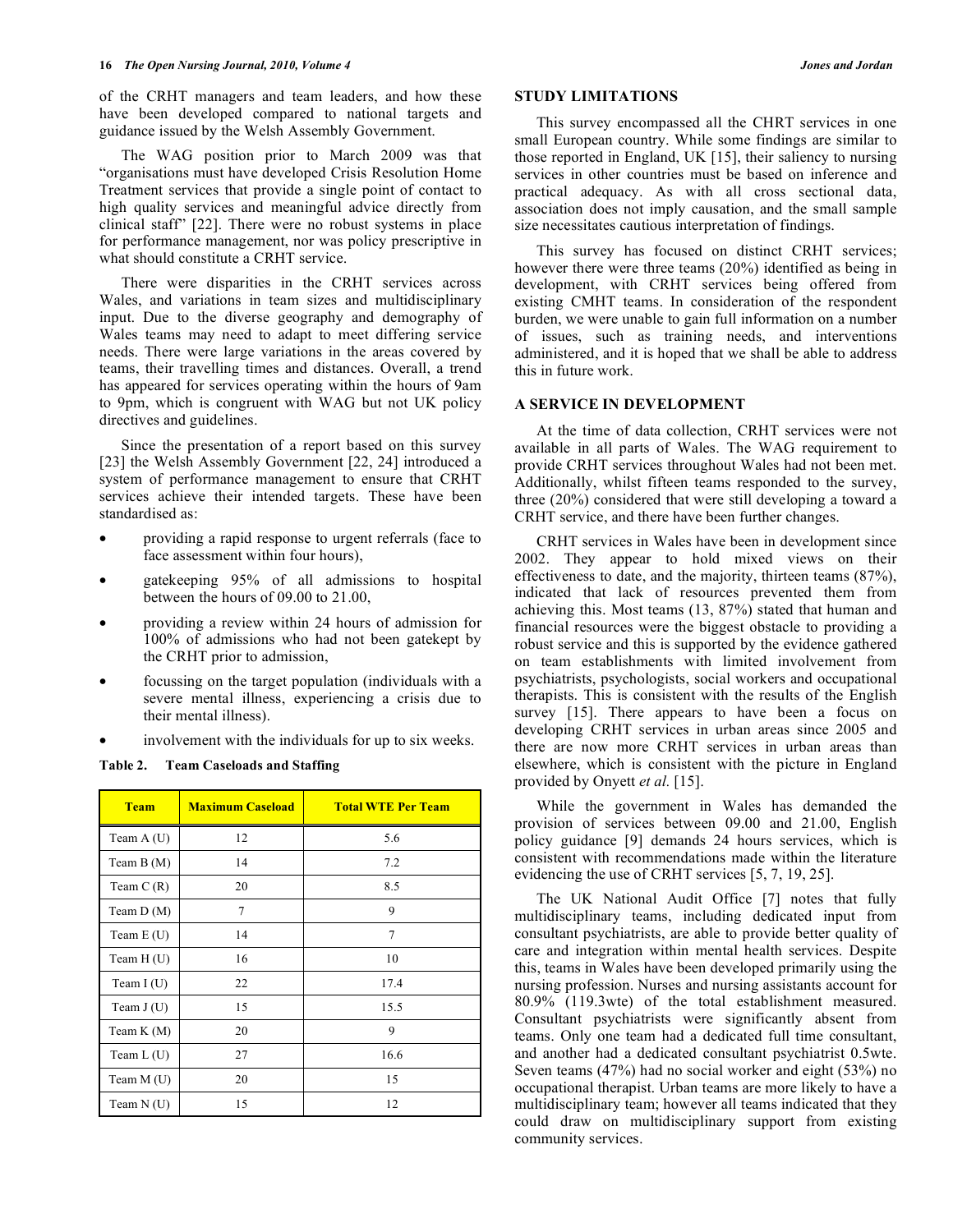of the CRHT managers and team leaders, and how these have been developed compared to national targets and guidance issued by the Welsh Assembly Government.

The WAG position prior to March 2009 was that "organisations must have developed Crisis Resolution Home Treatment services that provide a single point of contact to high quality services and meaningful advice directly from clinical staff" [22]. There were no robust systems in place for performance management, nor was policy prescriptive in what should constitute a CRHT service.

There were disparities in the CRHT services across Wales, and variations in team sizes and multidisciplinary input. Due to the diverse geography and demography of Wales teams may need to adapt to meet differing service needs. There were large variations in the areas covered by teams, their travelling times and distances. Overall, a trend has appeared for services operating within the hours of 9am to 9pm, which is congruent with WAG but not UK policy directives and guidelines.

Since the presentation of a report based on this survey [23] the Welsh Assembly Government [22, 24] introduced a system of performance management to ensure that CRHT services achieve their intended targets. These have been standardised as:

- providing a rapid response to urgent referrals (face to face assessment within four hours),
- gatekeeping 95% of all admissions to hospital between the hours of 09.00 to 21.00,
- providing a review within 24 hours of admission for 100% of admissions who had not been gatekept by the CRHT prior to admission,
- focussing on the target population (individuals with a severe mental illness, experiencing a crisis due to their mental illness).
- involvement with the individuals for up to six weeks.

**Table 2. Team Caseloads and Staffing**

| Team | Maximum Caseload | Total WTE Per Team |
|---|---|---|
| Team A (U) | 12 | 5.6 |
| Team B (M) | 14 | 7.2 |
| Team C (R) | 20 | 8.5 |
| Team D (M) | 7 | 9 |
| Team E (U) | 14 | 7 |
| Team H (U) | 16 | 10 |
| Team I (U) | 22 | 17.4 |
| Team J (U) | 15 | 15.5 |
| Team K (M) | 20 | 9 |
| Team L (U) | 27 | 16.6 |
| Team M (U) | 20 | 15 |
| Team N (U) | 15 | 12 |

## STUDY LIMITATIONS

This survey encompassed all the CHRT services in one small European country. While some findings are similar to those reported in England, UK [15], their saliency to nursing services in other countries must be based on inference and practical adequacy. As with all cross sectional data, association does not imply causation, and the small sample size necessitates cautious interpretation of findings.

This survey has focused on distinct CRHT services; however there were three teams (20%) identified as being in development, with CRHT services being offered from existing CMHT teams. In consideration of the respondent burden, we were unable to gain full information on a number of issues, such as training needs, and interventions administered, and it is hoped that we shall be able to address this in future work.

## A SERVICE IN DEVELOPMENT

At the time of data collection, CRHT services were not available in all parts of Wales. The WAG requirement to provide CRHT services throughout Wales had not been met. Additionally, whilst fifteen teams responded to the survey, three (20%) considered that were still developing a toward a CRHT service, and there have been further changes.

CRHT services in Wales have been in development since 2002. They appear to hold mixed views on their effectiveness to date, and the majority, thirteen teams (87%), indicated that lack of resources prevented them from achieving this. Most teams (13, 87%) stated that human and financial resources were the biggest obstacle to providing a robust service and this is supported by the evidence gathered on team establishments with limited involvement from psychiatrists, psychologists, social workers and occupational therapists. This is consistent with the results of the English survey [15]. There appears to have been a focus on developing CRHT services in urban areas since 2005 and there are now more CRHT services in urban areas than elsewhere, which is consistent with the picture in England provided by Onyett *et al.* [15].

While the government in Wales has demanded the provision of services between 09.00 and 21.00, English policy guidance [9] demands 24 hours services, which is consistent with recommendations made within the literature evidencing the use of CRHT services [5, 7, 19, 25].

The UK National Audit Office [7] notes that fully multidisciplinary teams, including dedicated input from consultant psychiatrists, are able to provide better quality of care and integration within mental health services. Despite this, teams in Wales have been developed primarily using the nursing profession. Nurses and nursing assistants account for 80.9% (119.3wte) of the total establishment measured. Consultant psychiatrists were significantly absent from teams. Only one team had a dedicated full time consultant, and another had a dedicated consultant psychiatrist 0.5wte. Seven teams (47%) had no social worker and eight (53%) no occupational therapist. Urban teams are more likely to have a multidisciplinary team; however all teams indicated that they could draw on multidisciplinary support from existing community services.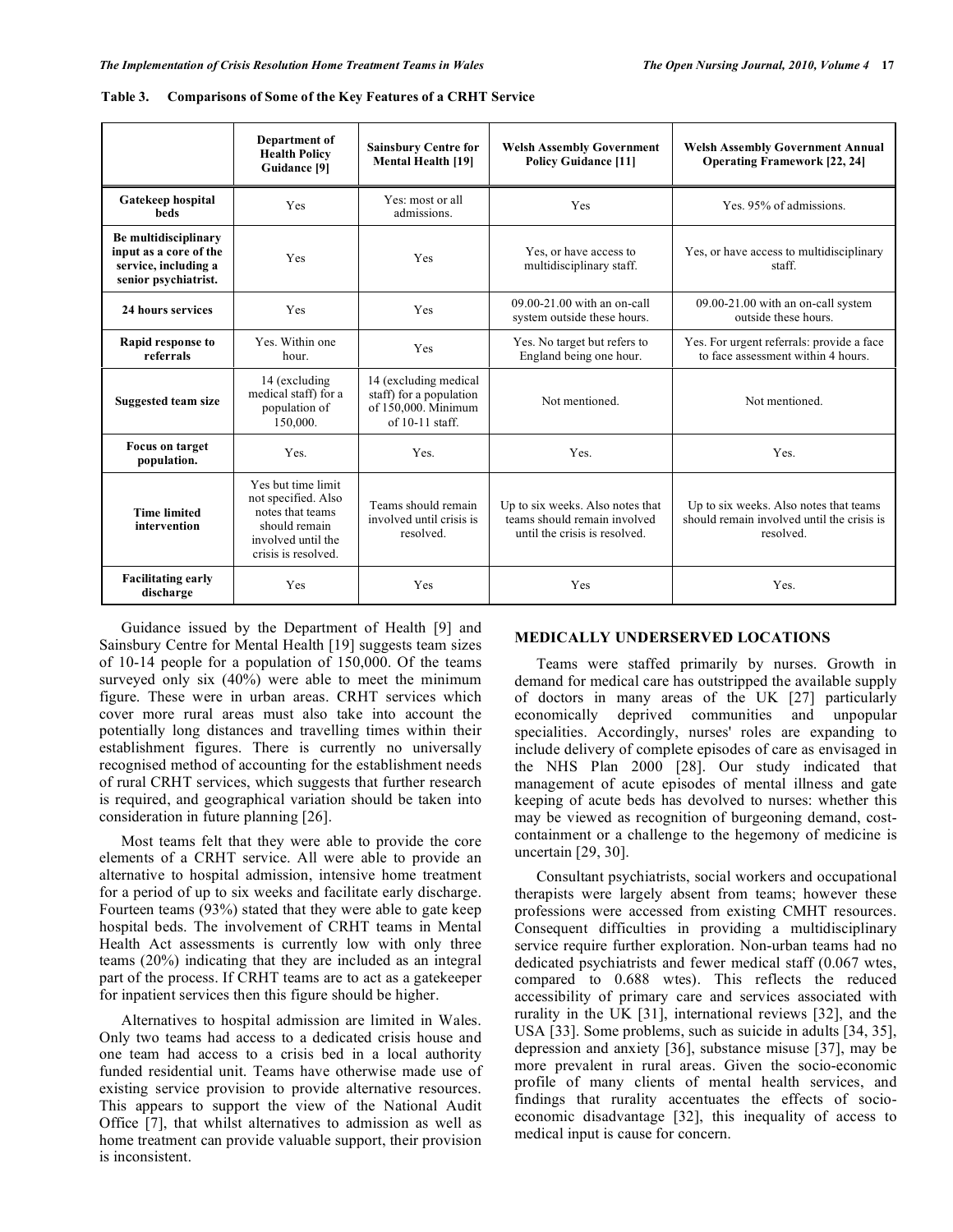**Table 3. Comparisons of Some of the Key Features of a CRHT Service**

| | Department of Health Policy Guidance [9] | Sainsbury Centre for Mental Health [19] | Welsh Assembly Government Policy Guidance [11] | Welsh Assembly Government Annual Operating Framework [22, 24] |
|---|---|---|---|---|
| **Gatekeep hospital beds** | Yes | Yes: most or all admissions. | Yes | Yes. 95% of admissions. |
| **Be multidisciplinary input as a core of the service, including a senior psychiatrist.** | Yes | Yes | Yes, or have access to multidisciplinary staff. | Yes, or have access to multidisciplinary staff. |
| **24 hours services** | Yes | Yes | 09.00-21.00 with an on-call system outside these hours. | 09.00-21.00 with an on-call system outside these hours. |
| **Rapid response to referrals** | Yes. Within one hour. | Yes | Yes. No target but refers to England being one hour. | Yes. For urgent referrals: provide a face to face assessment within 4 hours. |
| **Suggested team size** | 14 (excluding medical staff) for a population of 150,000. | 14 (excluding medical staff) for a population of 150,000. Minimum of 10-11 staff. | Not mentioned. | Not mentioned. |
| **Focus on target population.** | Yes. | Yes. | Yes. | Yes. |
| **Time limited intervention** | Yes but time limit not specified. Also notes that teams should remain involved until the crisis is resolved. | Teams should remain involved until crisis is resolved. | Up to six weeks. Also notes that teams should remain involved until the crisis is resolved. | Up to six weeks. Also notes that teams should remain involved until the crisis is resolved. |
| **Facilitating early discharge** | Yes | Yes | Yes | Yes. |

Guidance issued by the Department of Health [9] and Sainsbury Centre for Mental Health [19] suggests team sizes of 10-14 people for a population of 150,000. Of the teams surveyed only six (40%) were able to meet the minimum figure. These were in urban areas. CRHT services which cover more rural areas must also take into account the potentially long distances and travelling times within their establishment figures. There is currently no universally recognised method of accounting for the establishment needs of rural CRHT services, which suggests that further research is required, and geographical variation should be taken into consideration in future planning [26].

Most teams felt that they were able to provide the core elements of a CRHT service. All were able to provide an alternative to hospital admission, intensive home treatment for a period of up to six weeks and facilitate early discharge. Fourteen teams (93%) stated that they were able to gate keep hospital beds. The involvement of CRHT teams in Mental Health Act assessments is currently low with only three teams (20%) indicating that they are included as an integral part of the process. If CRHT teams are to act as a gatekeeper for inpatient services then this figure should be higher.

Alternatives to hospital admission are limited in Wales. Only two teams had access to a dedicated crisis house and one team had access to a crisis bed in a local authority funded residential unit. Teams have otherwise made use of existing service provision to provide alternative resources. This appears to support the view of the National Audit Office [7], that whilst alternatives to admission as well as home treatment can provide valuable support, their provision is inconsistent.

## MEDICALLY UNDERSERVED LOCATIONS

Teams were staffed primarily by nurses. Growth in demand for medical care has outstripped the available supply of doctors in many areas of the UK [27] particularly economically deprived communities and unpopular specialities. Accordingly, nurses' roles are expanding to include delivery of complete episodes of care as envisaged in the NHS Plan 2000 [28]. Our study indicated that management of acute episodes of mental illness and gate keeping of acute beds has devolved to nurses: whether this may be viewed as recognition of burgeoning demand, cost-containment or a challenge to the hegemony of medicine is uncertain [29, 30].

Consultant psychiatrists, social workers and occupational therapists were largely absent from teams; however these professions were accessed from existing CMHT resources. Consequent difficulties in providing a multidisciplinary service require further exploration. Non-urban teams had no dedicated psychiatrists and fewer medical staff (0.067 wtes, compared to 0.688 wtes). This reflects the reduced accessibility of primary care and services associated with rurality in the UK [31], international reviews [32], and the USA [33]. Some problems, such as suicide in adults [34, 35], depression and anxiety [36], substance misuse [37], may be more prevalent in rural areas. Given the socio-economic profile of many clients of mental health services, and findings that rurality accentuates the effects of socio-economic disadvantage [32], this inequality of access to medical input is cause for concern.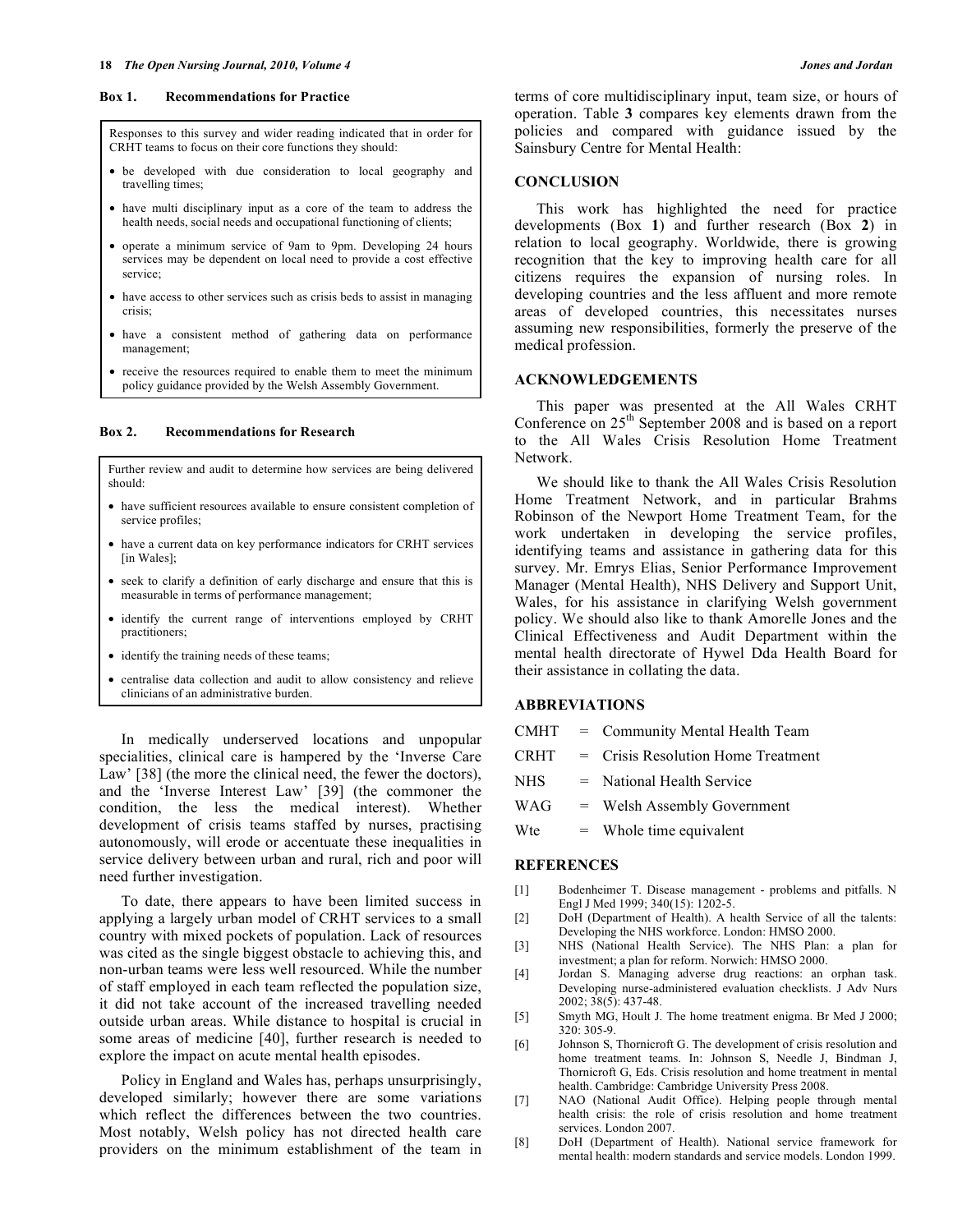**Box 1. Recommendations for Practice**

Responses to this survey and wider reading indicated that in order for CRHT teams to focus on their core functions they should:

- be developed with due consideration to local geography and travelling times;
- have multi disciplinary input as a core of the team to address the health needs, social needs and occupational functioning of clients;
- operate a minimum service of 9am to 9pm. Developing 24 hours services may be dependent on local need to provide a cost effective service;
- have access to other services such as crisis beds to assist in managing crisis;
- have a consistent method of gathering data on performance management;
- receive the resources required to enable them to meet the minimum policy guidance provided by the Welsh Assembly Government.

**Box 2. Recommendations for Research**

Further review and audit to determine how services are being delivered should:

- have sufficient resources available to ensure consistent completion of service profiles;
- have a current data on key performance indicators for CRHT services [in Wales];
- seek to clarify a definition of early discharge and ensure that this is measurable in terms of performance management;
- identify the current range of interventions employed by CRHT practitioners;
- identify the training needs of these teams;
- centralise data collection and audit to allow consistency and relieve clinicians of an administrative burden.

In medically underserved locations and unpopular specialities, clinical care is hampered by the 'Inverse Care Law' [38] (the more the clinical need, the fewer the doctors), and the 'Inverse Interest Law' [39] (the commoner the condition, the less the medical interest). Whether development of crisis teams staffed by nurses, practising autonomously, will erode or accentuate these inequalities in service delivery between urban and rural, rich and poor will need further investigation.

To date, there appears to have been limited success in applying a largely urban model of CRHT services to a small country with mixed pockets of population. Lack of resources was cited as the single biggest obstacle to achieving this, and non-urban teams were less well resourced. While the number of staff employed in each team reflected the population size, it did not take account of the increased travelling needed outside urban areas. While distance to hospital is crucial in some areas of medicine [40], further research is needed to explore the impact on acute mental health episodes.

Policy in England and Wales has, perhaps unsurprisingly, developed similarly; however there are some variations which reflect the differences between the two countries. Most notably, Welsh policy has not directed health care providers on the minimum establishment of the team in terms of core multidisciplinary input, team size, or hours of operation. Table **3** compares key elements drawn from the policies and compared with guidance issued by the Sainsbury Centre for Mental Health:

## CONCLUSION

This work has highlighted the need for practice developments (Box **1**) and further research (Box **2**) in relation to local geography. Worldwide, there is growing recognition that the key to improving health care for all citizens requires the expansion of nursing roles. In developing countries and the less affluent and more remote areas of developed countries, this necessitates nurses assuming new responsibilities, formerly the preserve of the medical profession.

## ACKNOWLEDGEMENTS

This paper was presented at the All Wales CRHT Conference on 25th September 2008 and is based on a report to the All Wales Crisis Resolution Home Treatment Network.

We should like to thank the All Wales Crisis Resolution Home Treatment Network, and in particular Brahms Robinson of the Newport Home Treatment Team, for the work undertaken in developing the service profiles, identifying teams and assistance in gathering data for this survey. Mr. Emrys Elias, Senior Performance Improvement Manager (Mental Health), NHS Delivery and Support Unit, Wales, for his assistance in clarifying Welsh government policy. We should also like to thank Amorelle Jones and the Clinical Effectiveness and Audit Department within the mental health directorate of Hywel Dda Health Board for their assistance in collating the data.

## ABBREVIATIONS

CMHT = Community Mental Health Team

CRHT = Crisis Resolution Home Treatment

NHS = National Health Service

WAG = Welsh Assembly Government

Wte = Whole time equivalent

## REFERENCES

[1] Bodenheimer T. Disease management - problems and pitfalls. N Engl J Med 1999; 340(15): 1202-5.

[2] DoH (Department of Health). A health Service of all the talents: Developing the NHS workforce. London: HMSO 2000.

[3] NHS (National Health Service). The NHS Plan: a plan for investment; a plan for reform. Norwich: HMSO 2000.

[4] Jordan S. Managing adverse drug reactions: an orphan task. Developing nurse-administered evaluation checklists. J Adv Nurs 2002; 38(5): 437-48.

[5] Smyth MG, Hoult J. The home treatment enigma. Br Med J 2000; 320: 305-9.

[6] Johnson S, Thornicroft G. The development of crisis resolution and home treatment teams. In: Johnson S, Needle J, Bindman J, Thornicroft G, Eds. Crisis resolution and home treatment in mental health. Cambridge: Cambridge University Press 2008.

[7] NAO (National Audit Office). Helping people through mental health crisis: the role of crisis resolution and home treatment services. London 2007.

[8] DoH (Department of Health). National service framework for mental health: modern standards and service models. London 1999.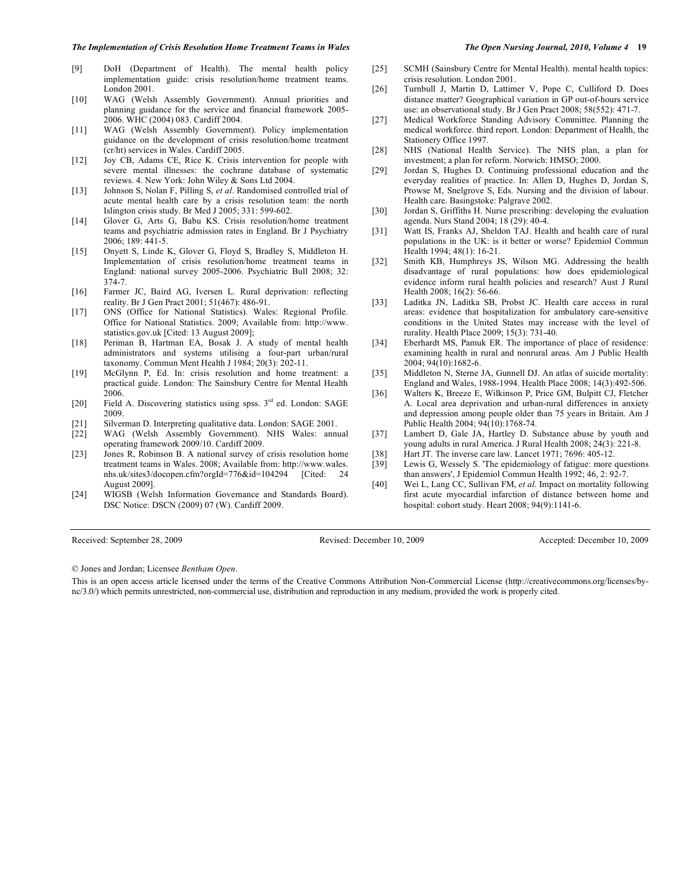[9] DoH (Department of Health). The mental health policy implementation guide: crisis resolution/home treatment teams. London 2001.

[10] WAG (Welsh Assembly Government). Annual priorities and planning guidance for the service and financial framework 2005-2006. WHC (2004) 083. Cardiff 2004.

[11] WAG (Welsh Assembly Government). Policy implementation guidance on the development of crisis resolution/home treatment (cr/ht) services in Wales. Cardiff 2005.

[12] Joy CB, Adams CE, Rice K. Crisis intervention for people with severe mental illnesses: the cochrane database of systematic reviews. 4. New York: John Wiley & Sons Ltd 2004.

[13] Johnson S, Nolan F, Pilling S, *et al*. Randomised controlled trial of acute mental health care by a crisis resolution team: the north Islington crisis study. Br Med J 2005; 331: 599-602.

[14] Glover G, Arts G, Babu KS. Crisis resolution/home treatment teams and psychiatric admission rates in England. Br J Psychiatry 2006; 189: 441-5.

[15] Onyett S, Linde K, Glover G, Floyd S, Bradley S, Middleton H. Implementation of crisis resolution/home treatment teams in England: national survey 2005-2006. Psychiatric Bull 2008; 32: 374-7.

[16] Farmer JC, Baird AG, Iversen L. Rural deprivation: reflecting reality. Br J Gen Pract 2001; 51(467): 486-91.

[17] ONS (Office for National Statistics). Wales: Regional Profile. Office for National Statistics. 2009; Available from: http://www.statistics.gov.uk [Cited: 13 August 2009];

[18] Periman B, Hartman EA, Bosak J. A study of mental health administrators and systems utilising a four-part urban/rural taxonomy. Commun Ment Health J 1984; 20(3): 202-11.

[19] McGlynn P, Ed. In: crisis resolution and home treatment: a practical guide. London: The Sainsbury Centre for Mental Health 2006.

[20] Field A. Discovering statistics using spss. 3rd ed. London: SAGE 2009.

[21] Silverman D. Interpreting qualitative data. London: SAGE 2001.

[22] WAG (Welsh Assembly Government). NHS Wales: annual operating framework 2009/10. Cardiff 2009.

[23] Jones R, Robinson B. A national survey of crisis resolution home treatment teams in Wales. 2008; Available from: http://www.wales.nhs.uk/sites3/docopen.cfm?orgId=776&id=104294 [Cited: 24 August 2009].

[24] WIGSB (Welsh Information Governance and Standards Board). DSC Notice: DSCN (2009) 07 (W). Cardiff 2009.

[25] SCMH (Sainsbury Centre for Mental Health). mental health topics: crisis resolution. London 2001.

[26] Turnbull J, Martin D, Lattimer V, Pope C, Culliford D. Does distance matter? Geographical variation in GP out-of-hours service use: an observational study. Br J Gen Pract 2008; 58(552): 471-7.

[27] Medical Workforce Standing Advisory Committee. Planning the medical workforce. third report. London: Department of Health, the Stationery Office 1997.

[28] NHS (National Health Service). The NHS plan, a plan for investment; a plan for reform. Norwich: HMSO; 2000.

[29] Jordan S, Hughes D. Continuing professional education and the everyday realities of practice. In: Allen D, Hughes D, Jordan S, Prowse M, Snelgrove S, Eds. Nursing and the division of labour. Health care. Basingstoke: Palgrave 2002.

[30] Jordan S, Griffiths H. Nurse prescribing: developing the evaluation agenda. Nurs Stand 2004; 18 (29): 40-4.

[31] Watt IS, Franks AJ, Sheldon TAJ. Health and health care of rural populations in the UK: is it better or worse? Epidemiol Commun Health 1994; 48(1): 16-21.

[32] Smith KB, Humphreys JS, Wilson MG. Addressing the health disadvantage of rural populations: how does epidemiological evidence inform rural health policies and research? Aust J Rural Health 2008; 16(2): 56-66.

[33] Laditka JN, Laditka SB, Probst JC. Health care access in rural areas: evidence that hospitalization for ambulatory care-sensitive conditions in the United States may increase with the level of rurality. Health Place 2009; 15(3): 731-40.

[34] Eberhardt MS, Pamuk ER. The importance of place of residence: examining health in rural and nonrural areas. Am J Public Health 2004; 94(10):1682-6.

[35] Middleton N, Sterne JA, Gunnell DJ. An atlas of suicide mortality: England and Wales, 1988-1994. Health Place 2008; 14(3):492-506.

[36] Walters K, Breeze E, Wilkinson P, Price GM, Bulpitt CJ, Fletcher A. Local area deprivation and urban-rural differences in anxiety and depression among people older than 75 years in Britain. Am J Public Health 2004; 94(10):1768-74.

[37] Lambert D, Gale JA, Hartley D. Substance abuse by youth and young adults in rural America. J Rural Health 2008; 24(3): 221-8.

[38] Hart JT. The inverse care law. Lancet 1971; 7696: 405-12.

[39] Lewis G, Wessely S. 'The epidemiology of fatigue: more questions than answers', J Epidemiol Commun Health 1992; 46, 2: 92-7.

[40] Wei L, Lang CC, Sullivan FM, *et al*. Impact on mortality following first acute myocardial infarction of distance between home and hospital: cohort study. Heart 2008; 94(9):1141-6.

Received: September 28, 2009 Revised: December 10, 2009 Accepted: December 10, 2009

© Jones and Jordan; Licensee *Bentham Open*.

This is an open access article licensed under the terms of the Creative Commons Attribution Non-Commercial License (http://creativecommons.org/licenses/by-nc/3.0/) which permits unrestricted, non-commercial use, distribution and reproduction in any medium, provided the work is properly cited.